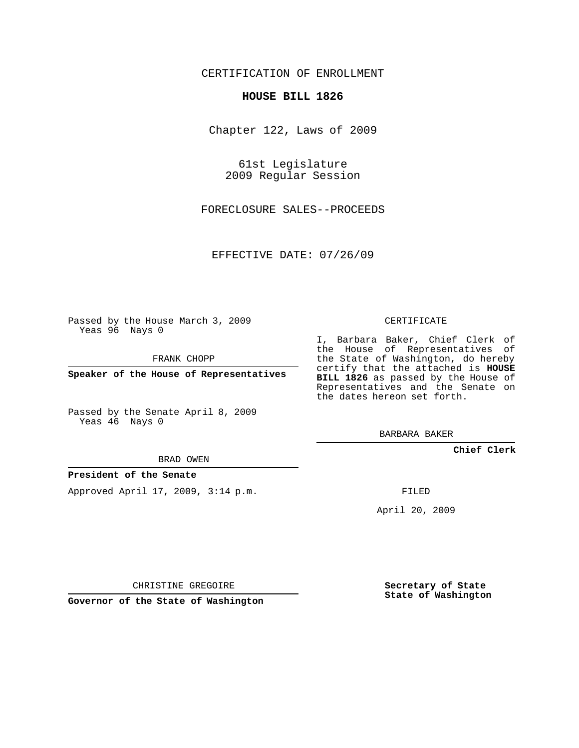CERTIFICATION OF ENROLLMENT

**HOUSE BILL 1826**

Chapter 122, Laws of 2009

61st Legislature
2009 Regular Session

FORECLOSURE SALES--PROCEEDS

EFFECTIVE DATE: 07/26/09

Passed by the House March 3, 2009
Yeas 96 Nays 0

FRANK CHOPP

**Speaker of the House of Representatives**

Passed by the Senate April 8, 2009
Yeas 46 Nays 0

BRAD OWEN

**President of the Senate**

Approved April 17, 2009, 3:14 p.m.

CHRISTINE GREGOIRE

**Governor of the State of Washington**

CERTIFICATE

I, Barbara Baker, Chief Clerk of the House of Representatives of the State of Washington, do hereby certify that the attached is **HOUSE BILL 1826** as passed by the House of Representatives and the Senate on the dates hereon set forth.

BARBARA BAKER

**Chief Clerk**

FILED

April 20, 2009

**Secretary of State**
**State of Washington**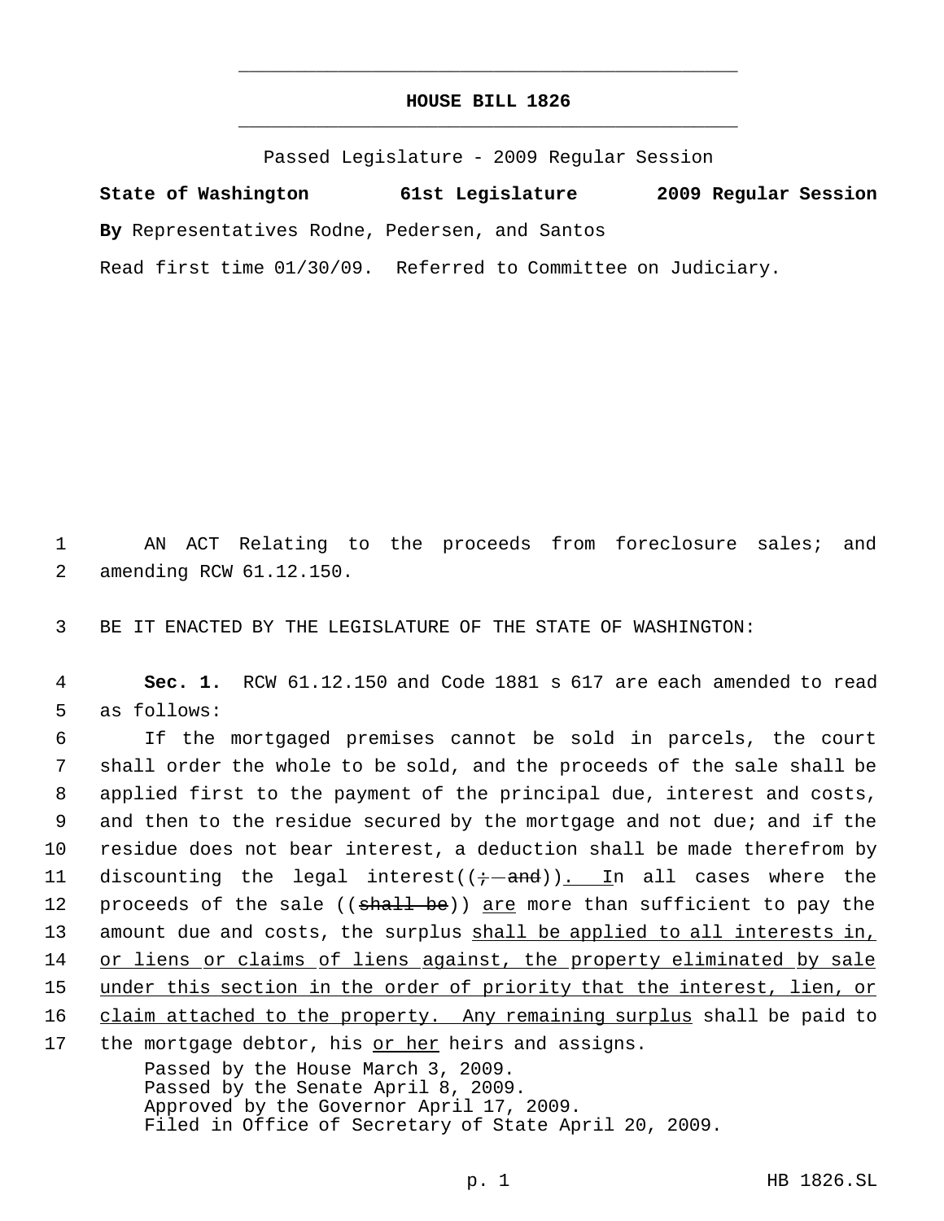# HOUSE BILL 1826

Passed Legislature - 2009 Regular Session

**State of Washington** **61st Legislature** **2009 Regular Session**

**By** Representatives Rodne, Pedersen, and Santos

Read first time 01/30/09. Referred to Committee on Judiciary.

AN ACT Relating to the proceeds from foreclosure sales; and amending RCW 61.12.150.

BE IT ENACTED BY THE LEGISLATURE OF THE STATE OF WASHINGTON:

**Sec. 1.** RCW 61.12.150 and Code 1881 s 617 are each amended to read as follows:

If the mortgaged premises cannot be sold in parcels, the court shall order the whole to be sold, and the proceeds of the sale shall be applied first to the payment of the principal due, interest and costs, and then to the residue secured by the mortgage and not due; and if the residue does not bear interest, a deduction shall be made therefrom by discounting the legal interest((~~; and~~)). In all cases where the proceeds of the sale ((~~shall be~~)) are more than sufficient to pay the amount due and costs, the surplus shall be applied to all interests in, or liens or claims of liens against, the property eliminated by sale under this section in the order of priority that the interest, lien, or claim attached to the property. Any remaining surplus shall be paid to the mortgage debtor, his or her heirs and assigns.

Passed by the House March 3, 2009.
Passed by the Senate April 8, 2009.
Approved by the Governor April 17, 2009.
Filed in Office of Secretary of State April 20, 2009.